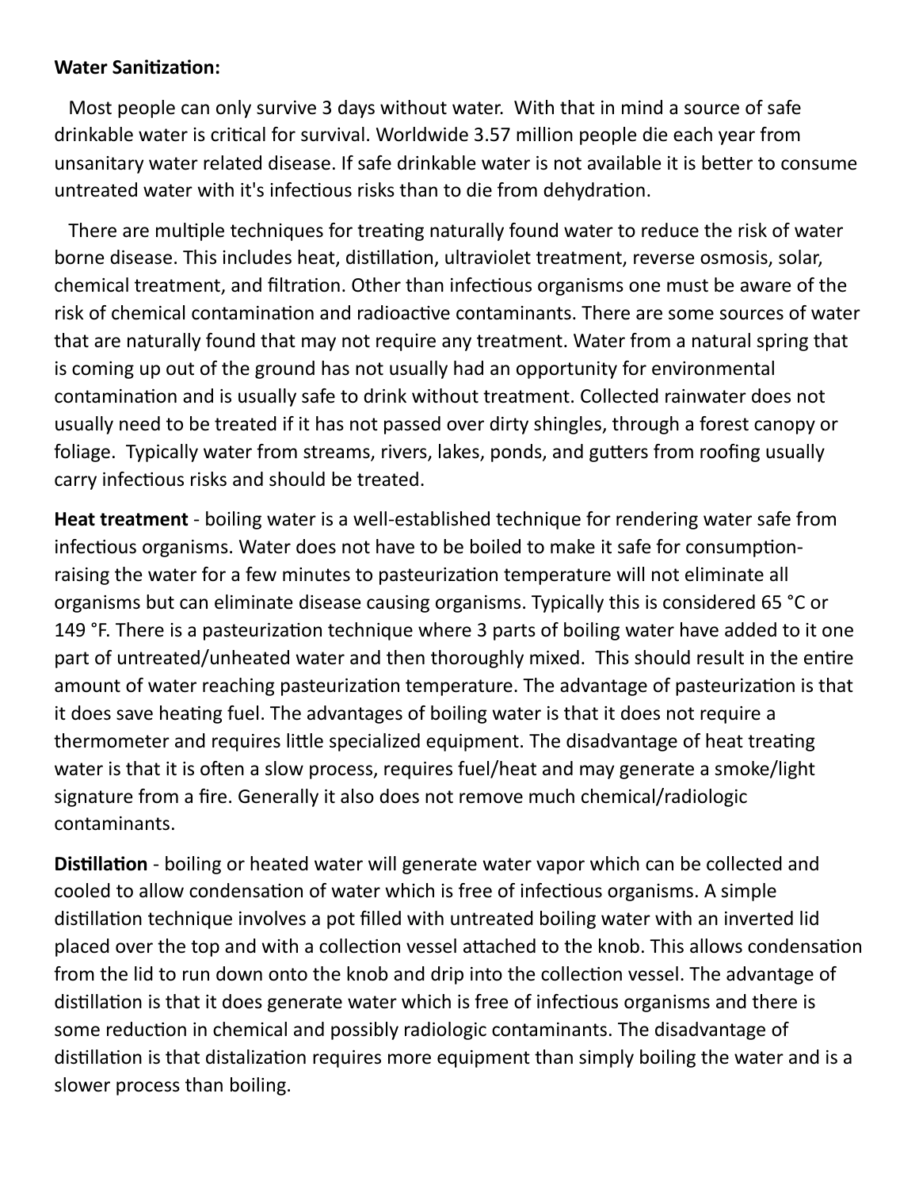**Water Sanitization:**

Most people can only survive 3 days without water. With that in mind a source of safe drinkable water is critical for survival. Worldwide 3.57 million people die each year from unsanitary water related disease. If safe drinkable water is not available it is better to consume untreated water with it's infectious risks than to die from dehydration.

There are multiple techniques for treating naturally found water to reduce the risk of water borne disease. This includes heat, distillation, ultraviolet treatment, reverse osmosis, solar, chemical treatment, and filtration. Other than infectious organisms one must be aware of the risk of chemical contamination and radioactive contaminants. There are some sources of water that are naturally found that may not require any treatment. Water from a natural spring that is coming up out of the ground has not usually had an opportunity for environmental contamination and is usually safe to drink without treatment. Collected rainwater does not usually need to be treated if it has not passed over dirty shingles, through a forest canopy or foliage. Typically water from streams, rivers, lakes, ponds, and gutters from roofing usually carry infectious risks and should be treated.

**Heat treatment** - boiling water is a well-established technique for rendering water safe from infectious organisms. Water does not have to be boiled to make it safe for consumption- raising the water for a few minutes to pasteurization temperature will not eliminate all organisms but can eliminate disease causing organisms. Typically this is considered 65 °C or 149 °F. There is a pasteurization technique where 3 parts of boiling water have added to it one part of untreated/unheated water and then thoroughly mixed. This should result in the entire amount of water reaching pasteurization temperature. The advantage of pasteurization is that it does save heating fuel. The advantages of boiling water is that it does not require a thermometer and requires little specialized equipment. The disadvantage of heat treating water is that it is often a slow process, requires fuel/heat and may generate a smoke/light signature from a fire. Generally it also does not remove much chemical/radiologic contaminants.

**Distillation** - boiling or heated water will generate water vapor which can be collected and cooled to allow condensation of water which is free of infectious organisms. A simple distillation technique involves a pot filled with untreated boiling water with an inverted lid placed over the top and with a collection vessel attached to the knob. This allows condensation from the lid to run down onto the knob and drip into the collection vessel. The advantage of distillation is that it does generate water which is free of infectious organisms and there is some reduction in chemical and possibly radiologic contaminants. The disadvantage of distillation is that distalization requires more equipment than simply boiling the water and is a slower process than boiling.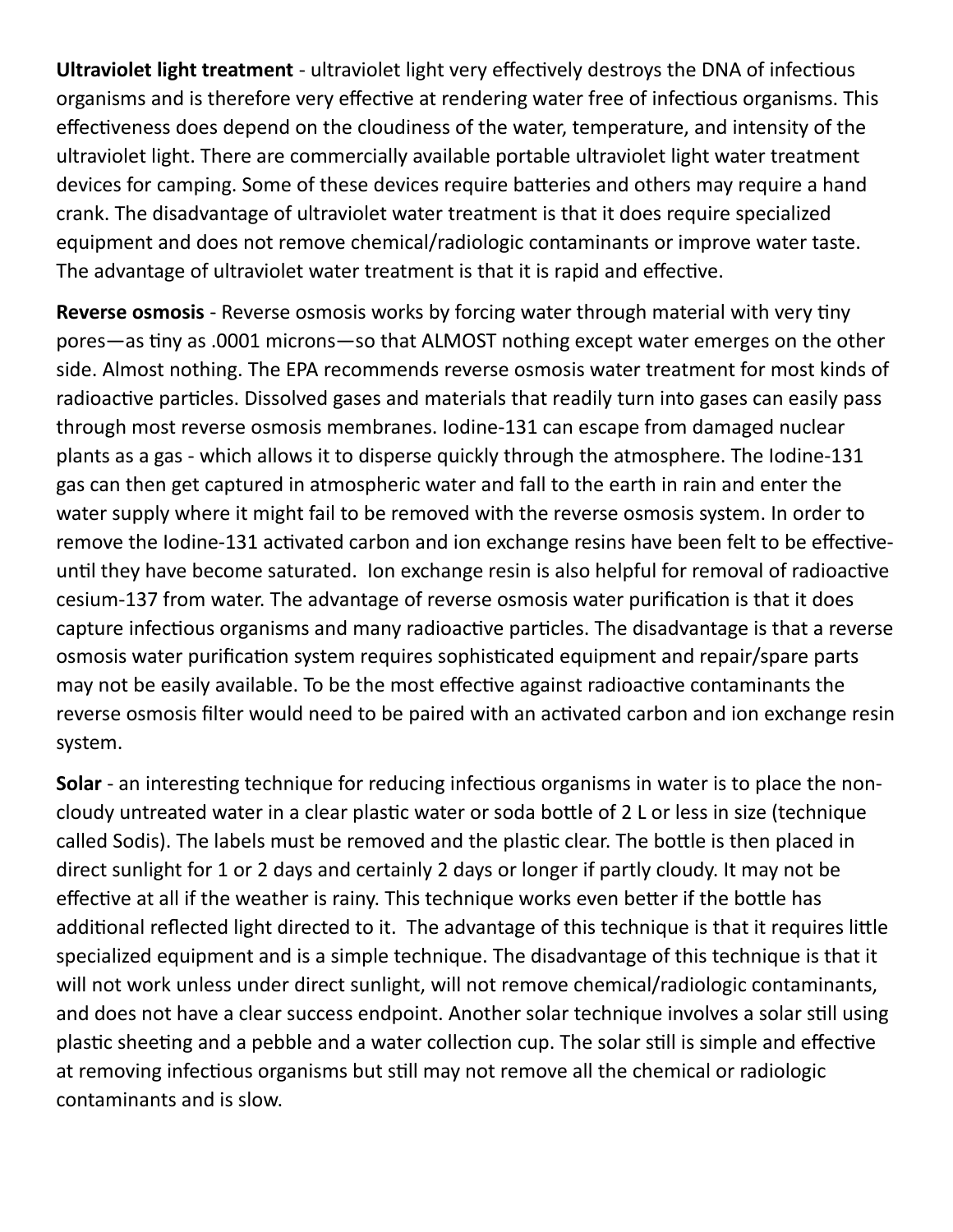**Ultraviolet light treatment** - ultraviolet light very effectively destroys the DNA of infectious organisms and is therefore very effective at rendering water free of infectious organisms. This effectiveness does depend on the cloudiness of the water, temperature, and intensity of the ultraviolet light. There are commercially available portable ultraviolet light water treatment devices for camping. Some of these devices require batteries and others may require a hand crank. The disadvantage of ultraviolet water treatment is that it does require specialized equipment and does not remove chemical/radiologic contaminants or improve water taste. The advantage of ultraviolet water treatment is that it is rapid and effective.

**Reverse osmosis** - Reverse osmosis works by forcing water through material with very tiny pores—as tiny as .0001 microns—so that ALMOST nothing except water emerges on the other side. Almost nothing. The EPA recommends reverse osmosis water treatment for most kinds of radioactive particles. Dissolved gases and materials that readily turn into gases can easily pass through most reverse osmosis membranes. Iodine-131 can escape from damaged nuclear plants as a gas - which allows it to disperse quickly through the atmosphere. The Iodine-131 gas can then get captured in atmospheric water and fall to the earth in rain and enter the water supply where it might fail to be removed with the reverse osmosis system. In order to remove the Iodine-131 activated carbon and ion exchange resins have been felt to be effective-until they have become saturated. Ion exchange resin is also helpful for removal of radioactive cesium-137 from water. The advantage of reverse osmosis water purification is that it does capture infectious organisms and many radioactive particles. The disadvantage is that a reverse osmosis water purification system requires sophisticated equipment and repair/spare parts may not be easily available. To be the most effective against radioactive contaminants the reverse osmosis filter would need to be paired with an activated carbon and ion exchange resin system.

**Solar** - an interesting technique for reducing infectious organisms in water is to place the non-cloudy untreated water in a clear plastic water or soda bottle of 2 L or less in size (technique called Sodis). The labels must be removed and the plastic clear. The bottle is then placed in direct sunlight for 1 or 2 days and certainly 2 days or longer if partly cloudy. It may not be effective at all if the weather is rainy. This technique works even better if the bottle has additional reflected light directed to it. The advantage of this technique is that it requires little specialized equipment and is a simple technique. The disadvantage of this technique is that it will not work unless under direct sunlight, will not remove chemical/radiologic contaminants, and does not have a clear success endpoint. Another solar technique involves a solar still using plastic sheeting and a pebble and a water collection cup. The solar still is simple and effective at removing infectious organisms but still may not remove all the chemical or radiologic contaminants and is slow.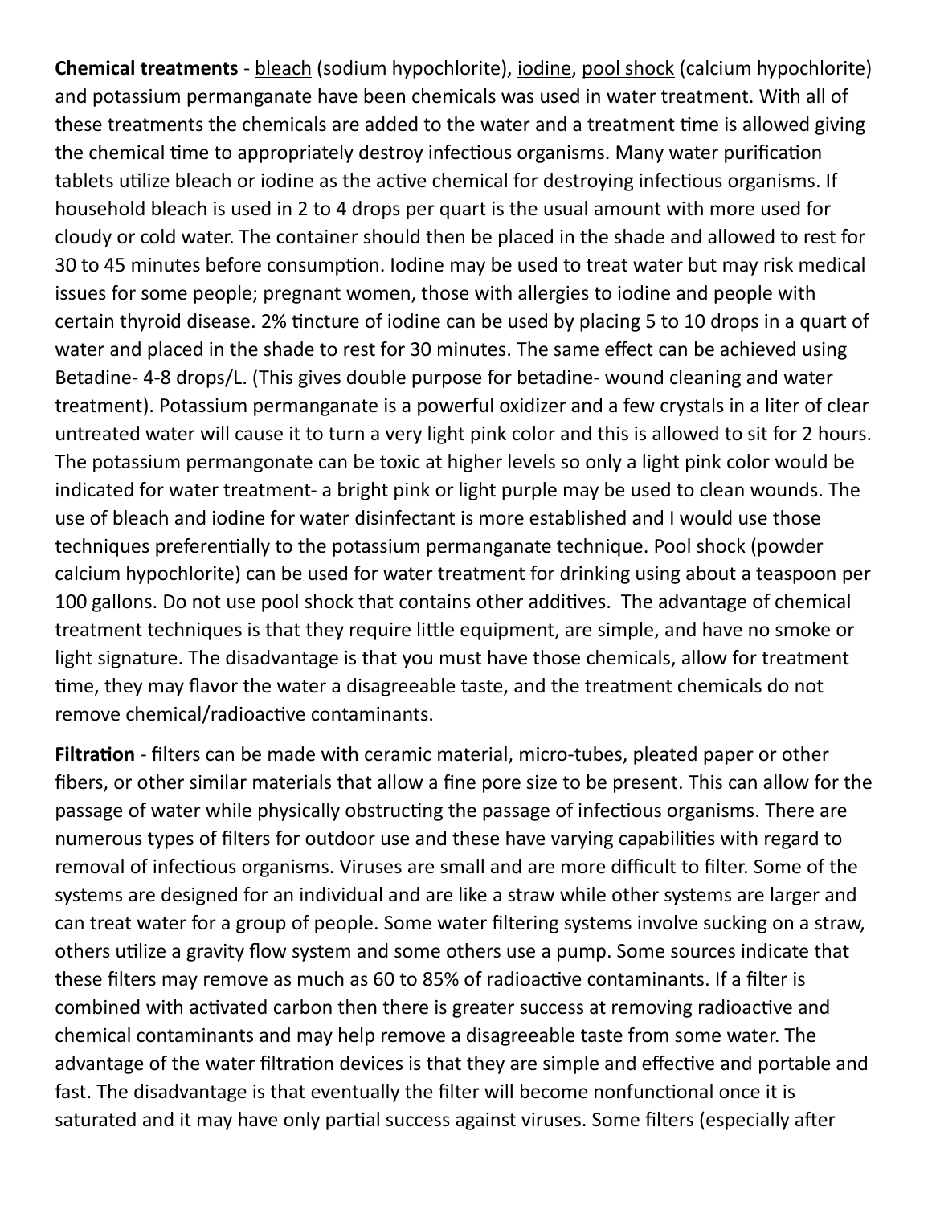**Chemical treatments** - bleach (sodium hypochlorite), iodine, pool shock (calcium hypochlorite) and potassium permanganate have been chemicals was used in water treatment. With all of these treatments the chemicals are added to the water and a treatment time is allowed giving the chemical time to appropriately destroy infectious organisms. Many water purification tablets utilize bleach or iodine as the active chemical for destroying infectious organisms. If household bleach is used in 2 to 4 drops per quart is the usual amount with more used for cloudy or cold water. The container should then be placed in the shade and allowed to rest for 30 to 45 minutes before consumption. Iodine may be used to treat water but may risk medical issues for some people; pregnant women, those with allergies to iodine and people with certain thyroid disease. 2% tincture of iodine can be used by placing 5 to 10 drops in a quart of water and placed in the shade to rest for 30 minutes. The same effect can be achieved using Betadine- 4-8 drops/L. (This gives double purpose for betadine- wound cleaning and water treatment). Potassium permanganate is a powerful oxidizer and a few crystals in a liter of clear untreated water will cause it to turn a very light pink color and this is allowed to sit for 2 hours. The potassium permangonate can be toxic at higher levels so only a light pink color would be indicated for water treatment- a bright pink or light purple may be used to clean wounds. The use of bleach and iodine for water disinfectant is more established and I would use those techniques preferentially to the potassium permanganate technique. Pool shock (powder calcium hypochlorite) can be used for water treatment for drinking using about a teaspoon per 100 gallons. Do not use pool shock that contains other additives. The advantage of chemical treatment techniques is that they require little equipment, are simple, and have no smoke or light signature. The disadvantage is that you must have those chemicals, allow for treatment time, they may flavor the water a disagreeable taste, and the treatment chemicals do not remove chemical/radioactive contaminants.

**Filtration** - filters can be made with ceramic material, micro-tubes, pleated paper or other fibers, or other similar materials that allow a fine pore size to be present. This can allow for the passage of water while physically obstructing the passage of infectious organisms. There are numerous types of filters for outdoor use and these have varying capabilities with regard to removal of infectious organisms. Viruses are small and are more difficult to filter. Some of the systems are designed for an individual and are like a straw while other systems are larger and can treat water for a group of people. Some water filtering systems involve sucking on a straw, others utilize a gravity flow system and some others use a pump. Some sources indicate that these filters may remove as much as 60 to 85% of radioactive contaminants. If a filter is combined with activated carbon then there is greater success at removing radioactive and chemical contaminants and may help remove a disagreeable taste from some water. The advantage of the water filtration devices is that they are simple and effective and portable and fast. The disadvantage is that eventually the filter will become nonfunctional once it is saturated and it may have only partial success against viruses. Some filters (especially after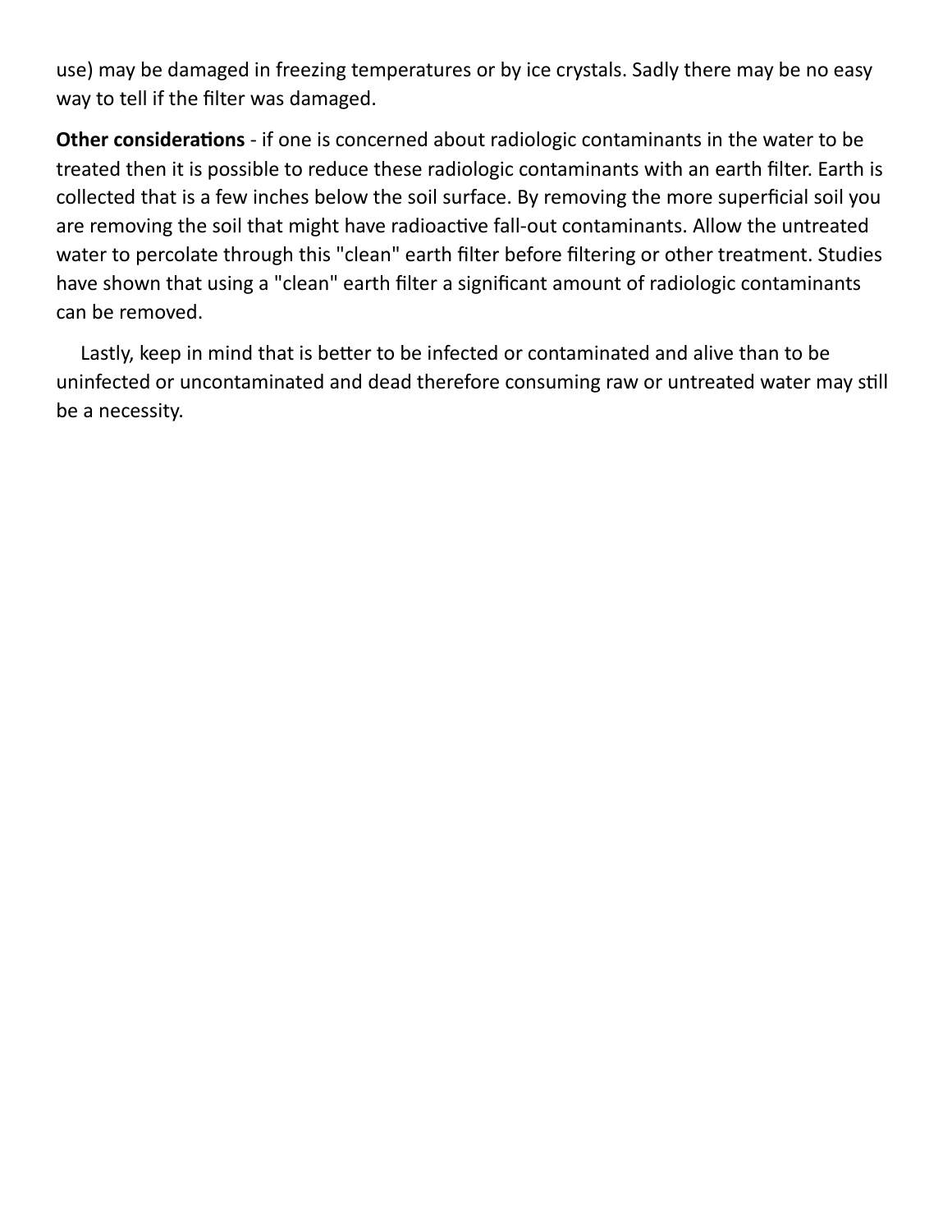use) may be damaged in freezing temperatures or by ice crystals. Sadly there may be no easy way to tell if the filter was damaged.

**Other considerations** - if one is concerned about radiologic contaminants in the water to be treated then it is possible to reduce these radiologic contaminants with an earth filter. Earth is collected that is a few inches below the soil surface. By removing the more superficial soil you are removing the soil that might have radioactive fall-out contaminants. Allow the untreated water to percolate through this "clean" earth filter before filtering or other treatment. Studies have shown that using a "clean" earth filter a significant amount of radiologic contaminants can be removed.

Lastly, keep in mind that is better to be infected or contaminated and alive than to be uninfected or uncontaminated and dead therefore consuming raw or untreated water may still be a necessity.